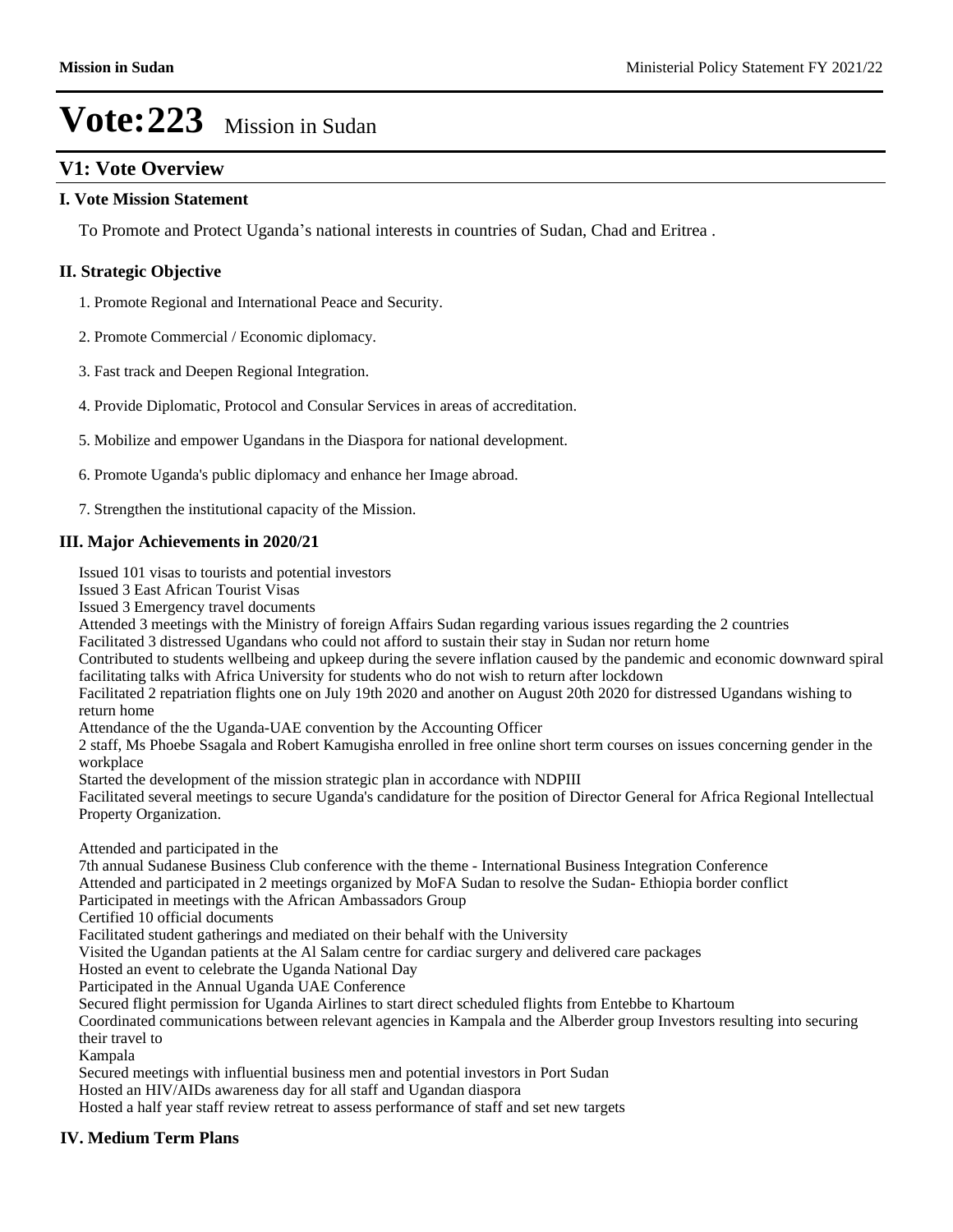# Vote:223 Mission in Sudan

## V1: Vote Overview

### I. Vote Mission Statement

To Promote and Protect Uganda's national interests in countries of Sudan, Chad and Eritrea .

### II. Strategic Objective

1. Promote Regional and International Peace and Security.

2. Promote Commercial / Economic diplomacy.

3. Fast track and Deepen Regional Integration.

4. Provide Diplomatic, Protocol and Consular Services in areas of accreditation.

5. Mobilize and empower Ugandans in the Diaspora for national development.

6. Promote Uganda's public diplomacy and enhance her Image abroad.

7. Strengthen the institutional capacity of the Mission.

### III. Major Achievements in 2020/21

Issued 101 visas to tourists and potential investors
Issued 3 East African Tourist Visas
Issued 3 Emergency travel documents
Attended 3 meetings with the Ministry of foreign Affairs Sudan regarding various issues regarding the 2 countries
Facilitated 3 distressed Ugandans who could not afford to sustain their stay in Sudan nor return home
Contributed to students wellbeing and upkeep during the severe inflation caused by the pandemic and economic downward spiral facilitating talks with Africa University for students who do not wish to return after lockdown
Facilitated 2 repatriation flights one on July 19th 2020 and another on August 20th 2020 for distressed Ugandans wishing to return home
Attendance of the the Uganda-UAE convention by the Accounting Officer
2 staff, Ms Phoebe Ssagala and Robert Kamugisha enrolled in free online short term courses on issues concerning gender in the workplace
Started the development of the mission strategic plan in accordance with NDPIII
Facilitated several meetings to secure Uganda's candidature for the position of Director General for Africa Regional Intellectual Property Organization.

Attended and participated in the
7th annual Sudanese Business Club conference with the theme - International Business Integration Conference
Attended and participated in 2 meetings organized by MoFA Sudan to resolve the Sudan- Ethiopia border conflict
Participated in meetings with the African Ambassadors Group
Certified 10 official documents
Facilitated student gatherings and mediated on their behalf with the University
Visited the Ugandan patients at the Al Salam centre for cardiac surgery and delivered care packages
Hosted an event to celebrate the Uganda National Day
Participated in the Annual Uganda UAE Conference
Secured flight permission for Uganda Airlines to start direct scheduled flights from Entebbe to Khartoum
Coordinated communications between relevant agencies in Kampala and the Alberder group Investors resulting into securing their travel to
Kampala
Secured meetings with influential business men and potential investors in Port Sudan
Hosted an HIV/AIDs awareness day for all staff and Ugandan diaspora
Hosted a half year staff review retreat to assess performance of staff and set new targets

### IV. Medium Term Plans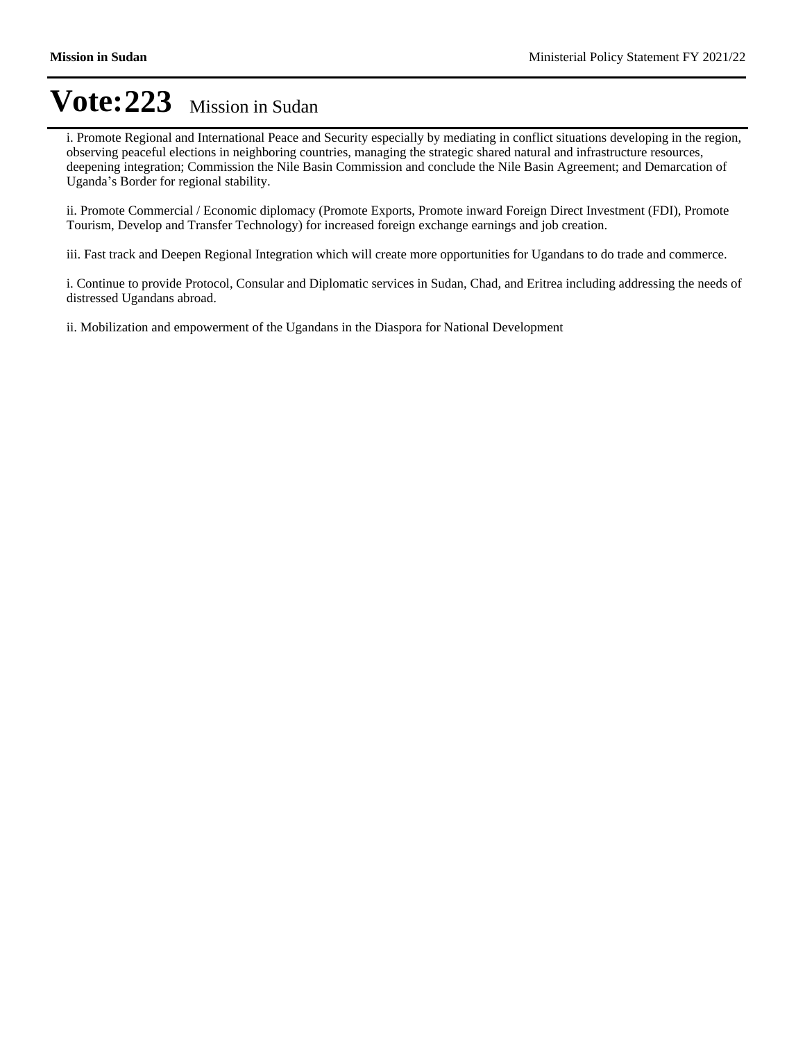# Vote:223 Mission in Sudan

i. Promote Regional and International Peace and Security especially by mediating in conflict situations developing in the region, observing peaceful elections in neighboring countries, managing the strategic shared natural and infrastructure resources, deepening integration; Commission the Nile Basin Commission and conclude the Nile Basin Agreement; and Demarcation of Uganda's Border for regional stability.

ii. Promote Commercial / Economic diplomacy (Promote Exports, Promote inward Foreign Direct Investment (FDI), Promote Tourism, Develop and Transfer Technology) for increased foreign exchange earnings and job creation.

iii. Fast track and Deepen Regional Integration which will create more opportunities for Ugandans to do trade and commerce.

i. Continue to provide Protocol, Consular and Diplomatic services in Sudan, Chad, and Eritrea including addressing the needs of distressed Ugandans abroad.

ii. Mobilization and empowerment of the Ugandans in the Diaspora for National Development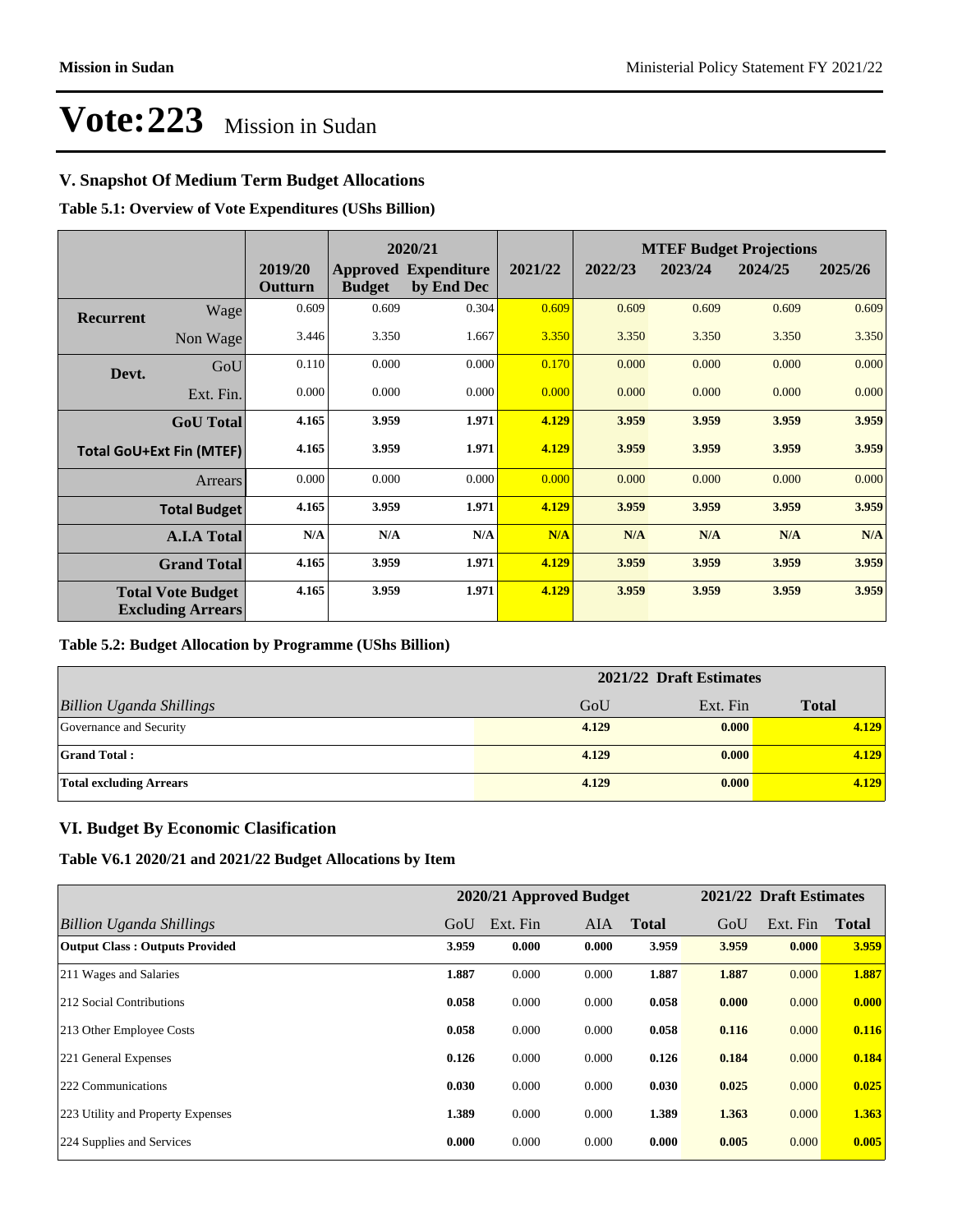# Vote:223 Mission in Sudan

## V. Snapshot Of Medium Term Budget Allocations

**Table 5.1: Overview of Vote Expenditures (UShs Billion)**

| | | | 2020/21 | | | MTEF Budget Projections | | | |
|---|---|---|---|---|---|---|---|---|---|
| | | 2019/20 Outturn | Approved Budget | Expenditure by End Dec | 2021/22 | 2022/23 | 2023/24 | 2024/25 | 2025/26 |
| **Recurrent** | Wage | 0.609 | 0.609 | 0.304 | 0.609 | 0.609 | 0.609 | 0.609 | 0.609 |
| | Non Wage | 3.446 | 3.350 | 1.667 | 3.350 | 3.350 | 3.350 | 3.350 | 3.350 |
| **Devt.** | GoU | 0.110 | 0.000 | 0.000 | 0.170 | 0.000 | 0.000 | 0.000 | 0.000 |
| | Ext. Fin. | 0.000 | 0.000 | 0.000 | 0.000 | 0.000 | 0.000 | 0.000 | 0.000 |
| | **GoU Total** | **4.165** | **3.959** | **1.971** | **4.129** | **3.959** | **3.959** | **3.959** | **3.959** |
| **Total GoU+Ext Fin (MTEF)** | | **4.165** | **3.959** | **1.971** | **4.129** | **3.959** | **3.959** | **3.959** | **3.959** |
| | Arrears | 0.000 | 0.000 | 0.000 | 0.000 | 0.000 | 0.000 | 0.000 | 0.000 |
| | **Total Budget** | **4.165** | **3.959** | **1.971** | **4.129** | **3.959** | **3.959** | **3.959** | **3.959** |
| | **A.I.A Total** | **N/A** | **N/A** | **N/A** | **N/A** | **N/A** | **N/A** | **N/A** | **N/A** |
| | **Grand Total** | **4.165** | **3.959** | **1.971** | **4.129** | **3.959** | **3.959** | **3.959** | **3.959** |
| **Total Vote Budget Excluding Arrears** | | **4.165** | **3.959** | **1.971** | **4.129** | **3.959** | **3.959** | **3.959** | **3.959** |

**Table 5.2: Budget Allocation by Programme (UShs Billion)**

| | 2021/22 Draft Estimates | | |
|---|---|---|---|
| *Billion Uganda Shillings* | GoU | Ext. Fin | **Total** |
| Governance and Security | **4.129** | **0.000** | **4.129** |
| **Grand Total :** | **4.129** | **0.000** | **4.129** |
| **Total excluding Arrears** | **4.129** | **0.000** | **4.129** |

## VI. Budget By Economic Clasification

**Table V6.1 2020/21 and 2021/22 Budget Allocations by Item**

| | 2020/21 Approved Budget | | | | 2021/22 Draft Estimates | | |
|---|---|---|---|---|---|---|---|
| *Billion Uganda Shillings* | GoU | Ext. Fin | AIA | **Total** | GoU | Ext. Fin | **Total** |
| **Output Class : Outputs Provided** | **3.959** | **0.000** | **0.000** | **3.959** | **3.959** | **0.000** | **3.959** |
| 211 Wages and Salaries | **1.887** | 0.000 | 0.000 | **1.887** | **1.887** | 0.000 | **1.887** |
| 212 Social Contributions | **0.058** | 0.000 | 0.000 | **0.058** | **0.000** | 0.000 | **0.000** |
| 213 Other Employee Costs | **0.058** | 0.000 | 0.000 | **0.058** | **0.116** | 0.000 | **0.116** |
| 221 General Expenses | **0.126** | 0.000 | 0.000 | **0.126** | **0.184** | 0.000 | **0.184** |
| 222 Communications | **0.030** | 0.000 | 0.000 | **0.030** | **0.025** | 0.000 | **0.025** |
| 223 Utility and Property Expenses | **1.389** | 0.000 | 0.000 | **1.389** | **1.363** | 0.000 | **1.363** |
| 224 Supplies and Services | **0.000** | 0.000 | 0.000 | **0.000** | **0.005** | 0.000 | **0.005** |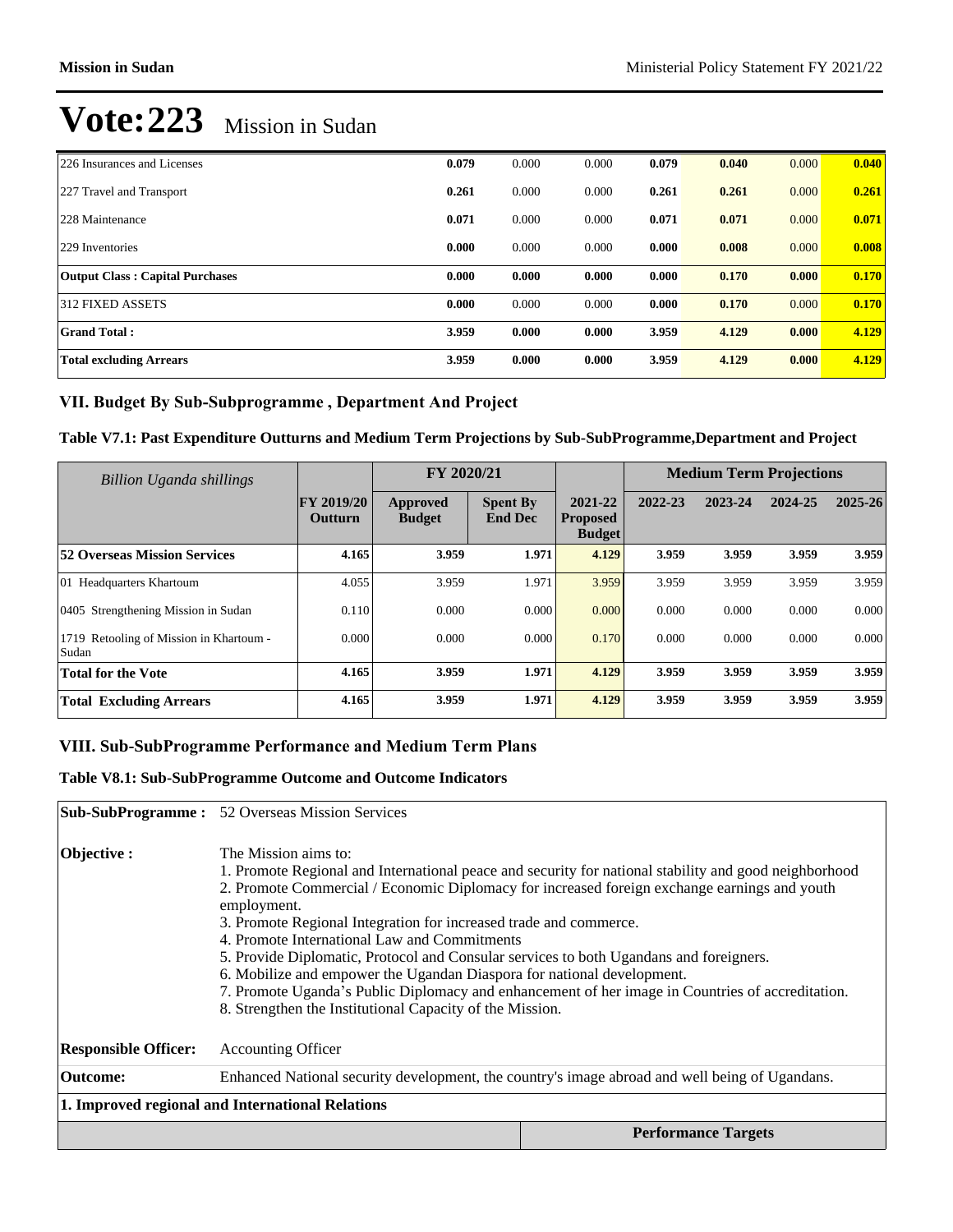# Vote:223 Mission in Sudan

| | | | | | | | |
|---|---|---|---|---|---|---|---|
| 226 Insurances and Licenses | **0.079** | 0.000 | 0.000 | **0.079** | **0.040** | 0.000 | **0.040** |
| 227 Travel and Transport | **0.261** | 0.000 | 0.000 | **0.261** | **0.261** | 0.000 | **0.261** |
| 228 Maintenance | **0.071** | 0.000 | 0.000 | **0.071** | **0.071** | 0.000 | **0.071** |
| 229 Inventories | **0.000** | 0.000 | 0.000 | **0.000** | **0.008** | 0.000 | **0.008** |
| **Output Class : Capital Purchases** | **0.000** | **0.000** | **0.000** | **0.000** | **0.170** | **0.000** | **0.170** |
| 312 FIXED ASSETS | **0.000** | 0.000 | 0.000 | **0.000** | **0.170** | 0.000 | **0.170** |
| **Grand Total :** | **3.959** | **0.000** | **0.000** | **3.959** | **4.129** | **0.000** | **4.129** |
| **Total excluding Arrears** | **3.959** | **0.000** | **0.000** | **3.959** | **4.129** | **0.000** | **4.129** |

## VII. Budget By Sub-Subprogramme , Department And Project

### Table V7.1: Past Expenditure Outturns and Medium Term Projections by Sub-SubProgramme,Department and Project

| *Billion Uganda shillings* | | FY 2020/21 | | | Medium Term Projections | | | |
|---|---|---|---|---|---|---|---|---|
| | **FY 2019/20 Outturn** | **Approved Budget** | **Spent By End Dec** | **2021-22 Proposed Budget** | **2022-23** | **2023-24** | **2024-25** | **2025-26** |
| **52 Overseas Mission Services** | **4.165** | **3.959** | **1.971** | **4.129** | **3.959** | **3.959** | **3.959** | **3.959** |
| 01 Headquarters Khartoum | 4.055 | 3.959 | 1.971 | 3.959 | 3.959 | 3.959 | 3.959 | 3.959 |
| 0405 Strengthening Mission in Sudan | 0.110 | 0.000 | 0.000 | 0.000 | 0.000 | 0.000 | 0.000 | 0.000 |
| 1719 Retooling of Mission in Khartoum - Sudan | 0.000 | 0.000 | 0.000 | 0.170 | 0.000 | 0.000 | 0.000 | 0.000 |
| **Total for the Vote** | **4.165** | **3.959** | **1.971** | **4.129** | **3.959** | **3.959** | **3.959** | **3.959** |
| **Total Excluding Arrears** | **4.165** | **3.959** | **1.971** | **4.129** | **3.959** | **3.959** | **3.959** | **3.959** |

## VIII. Sub-SubProgramme Performance and Medium Term Plans

### Table V8.1: Sub-SubProgramme Outcome and Outcome Indicators

**Sub-SubProgramme :** 52 Overseas Mission Services

**Objective :** The Mission aims to:

1. Promote Regional and International peace and security for national stability and good neighborhood
2. Promote Commercial / Economic Diplomacy for increased foreign exchange earnings and youth employment.
3. Promote Regional Integration for increased trade and commerce.
4. Promote International Law and Commitments
5. Provide Diplomatic, Protocol and Consular services to both Ugandans and foreigners.
6. Mobilize and empower the Ugandan Diaspora for national development.
7. Promote Uganda's Public Diplomacy and enhancement of her image in Countries of accreditation.
8. Strengthen the Institutional Capacity of the Mission.

**Responsible Officer:** Accounting Officer

**Outcome:** Enhanced National security development, the country's image abroad and well being of Ugandans.

**1. Improved regional and International Relations**

| | **Performance Targets** |
|---|---|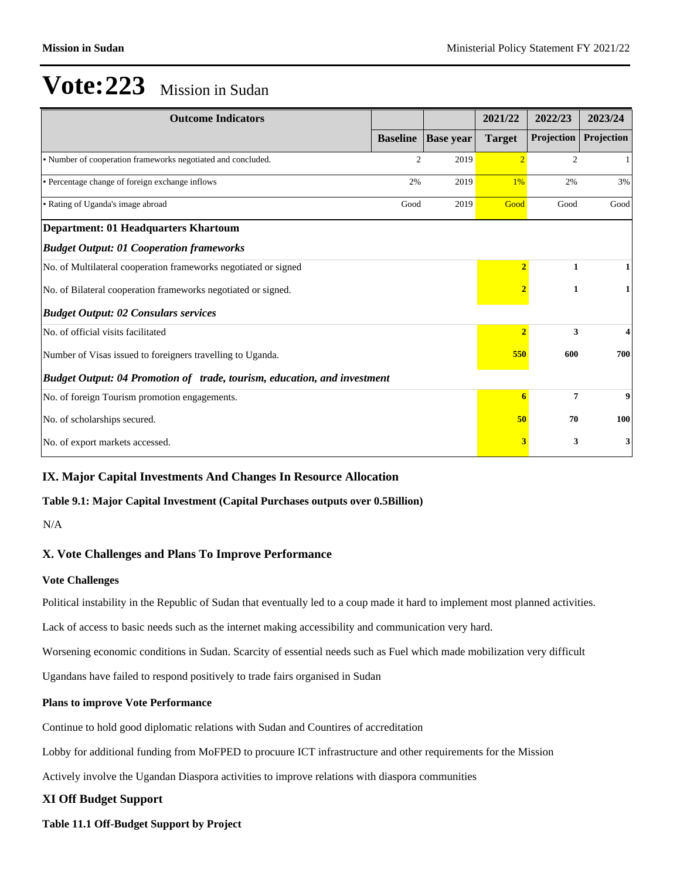# Vote:223 Mission in Sudan

| Outcome Indicators | | | 2021/22 | 2022/23 | 2023/24 |
|---|---|---|---|---|---|
| | Baseline | Base year | Target | Projection | Projection |
| • Number of cooperation frameworks negotiated and concluded. | 2 | 2019 | 2 | 2 | 1 |
| • Percentage change of foreign exchange inflows | 2% | 2019 | 1% | 2% | 3% |
| • Rating of Uganda's image abroad | Good | 2019 | Good | Good | Good |
| **Department: 01 Headquarters Khartoum** | | | | | |
| ***Budget Output: 01 Cooperation frameworks*** | | | | | |
| No. of Multilateral cooperation frameworks negotiated or signed | | | **2** | **1** | **1** |
| No. of Bilateral cooperation frameworks negotiated or signed. | | | **2** | **1** | **1** |
| ***Budget Output: 02 Consulars services*** | | | | | |
| No. of official visits facilitated | | | **2** | **3** | **4** |
| Number of Visas issued to foreigners travelling to Uganda. | | | **550** | **600** | **700** |
| ***Budget Output: 04 Promotion of trade, tourism, education, and investment*** | | | | | |
| No. of foreign Tourism promotion engagements. | | | **6** | **7** | **9** |
| No. of scholarships secured. | | | **50** | **70** | **100** |
| No. of export markets accessed. | | | **3** | **3** | **3** |

## IX. Major Capital Investments And Changes In Resource Allocation

**Table 9.1: Major Capital Investment (Capital Purchases outputs over 0.5Billion)**

N/A

## X. Vote Challenges and Plans To Improve Performance

**Vote Challenges**

Political instability in the Republic of Sudan that eventually led to a coup made it hard to implement most planned activities.

Lack of access to basic needs such as the internet making accessibility and communication very hard.

Worsening economic conditions in Sudan. Scarcity of essential needs such as Fuel which made mobilization very difficult

Ugandans have failed to respond positively to trade fairs organised in Sudan

**Plans to improve Vote Performance**

Continue to hold good diplomatic relations with Sudan and Countires of accreditation

Lobby for additional funding from MoFPED to procuure ICT infrastructure and other requirements for the Mission

Actively involve the Ugandan Diaspora activities to improve relations with diaspora communities

## XI Off Budget Support

**Table 11.1 Off-Budget Support by Project**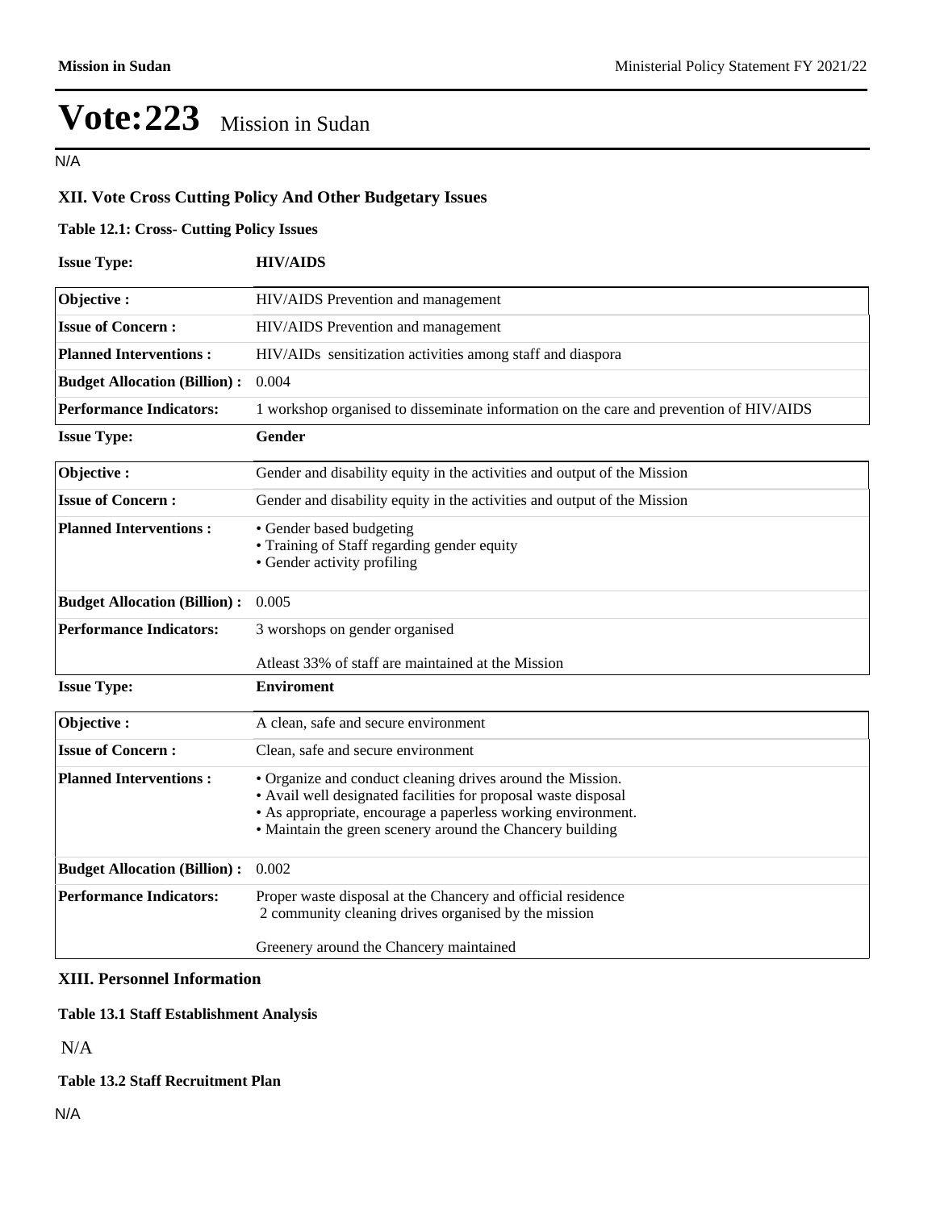# Vote:223 Mission in Sudan

N/A

## XII. Vote Cross Cutting Policy And Other Budgetary Issues

**Table 12.1: Cross- Cutting Policy Issues**

**Issue Type:** **HIV/AIDS**

| | |
|---|---|
| **Objective :** | HIV/AIDS Prevention and management |
| **Issue of Concern :** | HIV/AIDS Prevention and management |
| **Planned Interventions :** | HIV/AIDs sensitization activities among staff and diaspora |
| **Budget Allocation (Billion) :** | 0.004 |
| **Performance Indicators:** | 1 workshop organised to disseminate information on the care and prevention of HIV/AIDS |

**Issue Type:** **Gender**

| | |
|---|---|
| **Objective :** | Gender and disability equity in the activities and output of the Mission |
| **Issue of Concern :** | Gender and disability equity in the activities and output of the Mission |
| **Planned Interventions :** | • Gender based budgeting<br>• Training of Staff regarding gender equity<br>• Gender activity profiling |
| **Budget Allocation (Billion) :** | 0.005 |
| **Performance Indicators:** | 3 worshops on gender organised<br><br>Atleast 33% of staff are maintained at the Mission |

**Issue Type:** **Enviroment**

| | |
|---|---|
| **Objective :** | A clean, safe and secure environment |
| **Issue of Concern :** | Clean, safe and secure environment |
| **Planned Interventions :** | • Organize and conduct cleaning drives around the Mission.<br>• Avail well designated facilities for proposal waste disposal<br>• As appropriate, encourage a paperless working environment.<br>• Maintain the green scenery around the Chancery building |
| **Budget Allocation (Billion) :** | 0.002 |
| **Performance Indicators:** | Proper waste disposal at the Chancery and official residence<br>2 community cleaning drives organised by the mission<br><br>Greenery around the Chancery maintained |

## XIII. Personnel Information

**Table 13.1 Staff Establishment Analysis**

N/A

**Table 13.2 Staff Recruitment Plan**

N/A